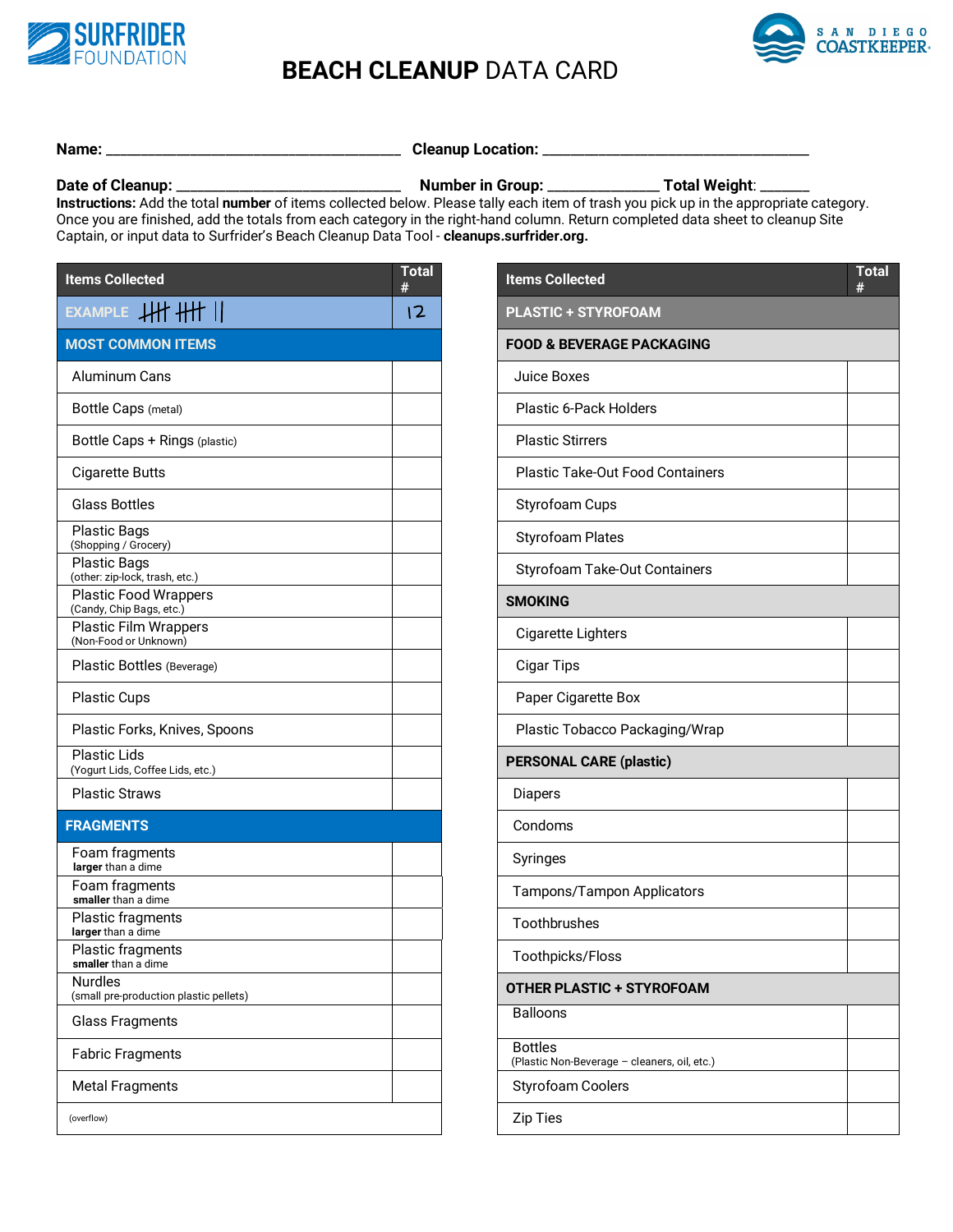SURFRIDER FOUNDATION

SAN DIEGO COASTKEEPER

# BEACH CLEANUP DATA CARD

**Name:** ______________________________ **Cleanup Location:** ______________________________

**Date of Cleanup:** ______________________ **Number in Group:** ____________ **Total Weight**: ______

**Instructions:** Add the total **number** of items collected below. Please tally each item of trash you pick up in the appropriate category. Once you are finished, add the totals from each category in the right-hand column. Return completed data sheet to cleanup Site Captain, or input data to Surfrider's Beach Cleanup Data Tool - **cleanups.surfrider.org.**

| Items Collected | Total # |
|---|---|
| EXAMPLE 𝍸 𝍸 II | 12 |
| **MOST COMMON ITEMS** | |
| Aluminum Cans | |
| Bottle Caps (metal) | |
| Bottle Caps + Rings (plastic) | |
| Cigarette Butts | |
| Glass Bottles | |
| Plastic Bags (Shopping / Grocery) | |
| Plastic Bags (other: zip-lock, trash, etc.) | |
| Plastic Food Wrappers (Candy, Chip Bags, etc.) | |
| Plastic Film Wrappers (Non-Food or Unknown) | |
| Plastic Bottles (Beverage) | |
| Plastic Cups | |
| Plastic Forks, Knives, Spoons | |
| Plastic Lids (Yogurt Lids, Coffee Lids, etc.) | |
| Plastic Straws | |
| **FRAGMENTS** | |
| Foam fragments **larger** than a dime | |
| Foam fragments **smaller** than a dime | |
| Plastic fragments **larger** than a dime | |
| Plastic fragments **smaller** than a dime | |
| Nurdles (small pre-production plastic pellets) | |
| Glass Fragments | |
| Fabric Fragments | |
| Metal Fragments | |
| (overflow) | |

| Items Collected | Total # |
|---|---|
| **PLASTIC + STYROFOAM** | |
| **FOOD & BEVERAGE PACKAGING** | |
| Juice Boxes | |
| Plastic 6-Pack Holders | |
| Plastic Stirrers | |
| Plastic Take-Out Food Containers | |
| Styrofoam Cups | |
| Styrofoam Plates | |
| Styrofoam Take-Out Containers | |
| **SMOKING** | |
| Cigarette Lighters | |
| Cigar Tips | |
| Paper Cigarette Box | |
| Plastic Tobacco Packaging/Wrap | |
| **PERSONAL CARE (plastic)** | |
| Diapers | |
| Condoms | |
| Syringes | |
| Tampons/Tampon Applicators | |
| Toothbrushes | |
| Toothpicks/Floss | |
| **OTHER PLASTIC + STYROFOAM** | |
| Balloons | |
| Bottles (Plastic Non-Beverage – cleaners, oil, etc.) | |
| Styrofoam Coolers | |
| Zip Ties | |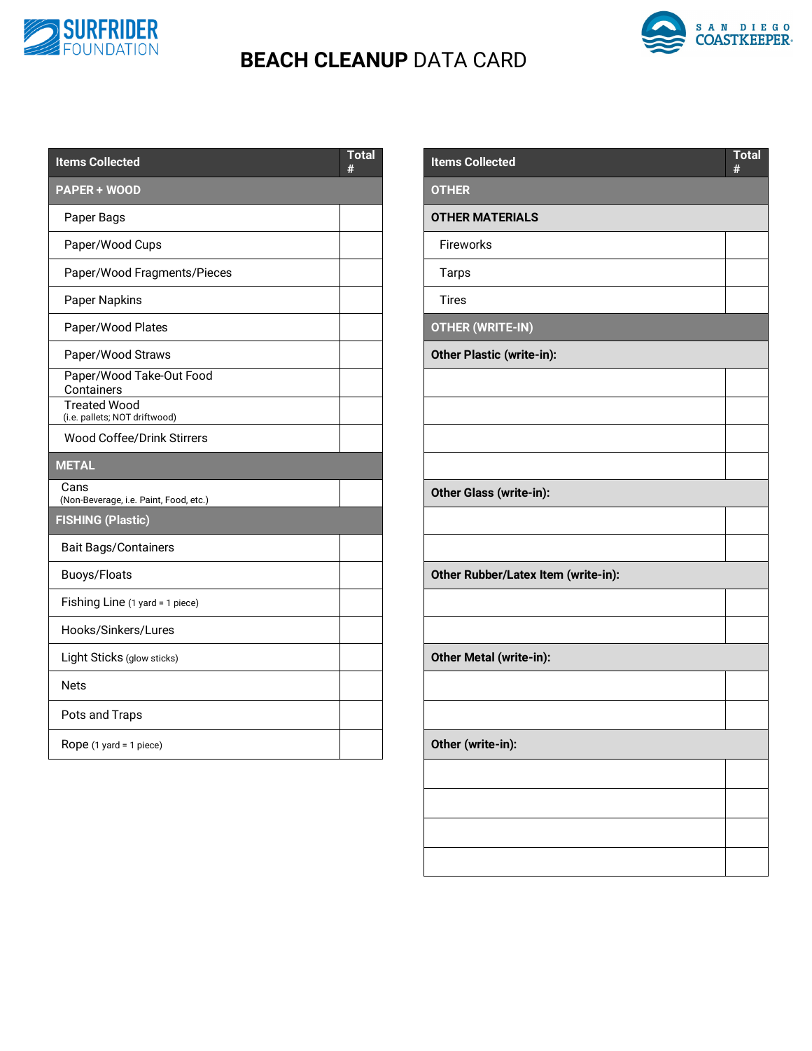# BEACH CLEANUP DATA CARD

| Items Collected | Total # |
|---|---|
| **PAPER + WOOD** | |
| Paper Bags | |
| Paper/Wood Cups | |
| Paper/Wood Fragments/Pieces | |
| Paper Napkins | |
| Paper/Wood Plates | |
| Paper/Wood Straws | |
| Paper/Wood Take-Out Food Containers | |
| Treated Wood (i.e. pallets; NOT driftwood) | |
| Wood Coffee/Drink Stirrers | |
| **METAL** | |
| Cans (Non-Beverage, i.e. Paint, Food, etc.) | |
| **FISHING (Plastic)** | |
| Bait Bags/Containers | |
| Buoys/Floats | |
| Fishing Line (1 yard = 1 piece) | |
| Hooks/Sinkers/Lures | |
| Light Sticks (glow sticks) | |
| Nets | |
| Pots and Traps | |
| Rope (1 yard = 1 piece) | |

| Items Collected | Total # |
|---|---|
| **OTHER** | |
| **OTHER MATERIALS** | |
| Fireworks | |
| Tarps | |
| Tires | |
| **OTHER (WRITE-IN)** | |
| **Other Plastic (write-in):** | |
| | |
| | |
| | |
| | |
| **Other Glass (write-in):** | |
| | |
| | |
| **Other Rubber/Latex Item (write-in):** | |
| | |
| | |
| **Other Metal (write-in):** | |
| | |
| | |
| **Other (write-in):** | |
| | |
| | |
| | |
| | |